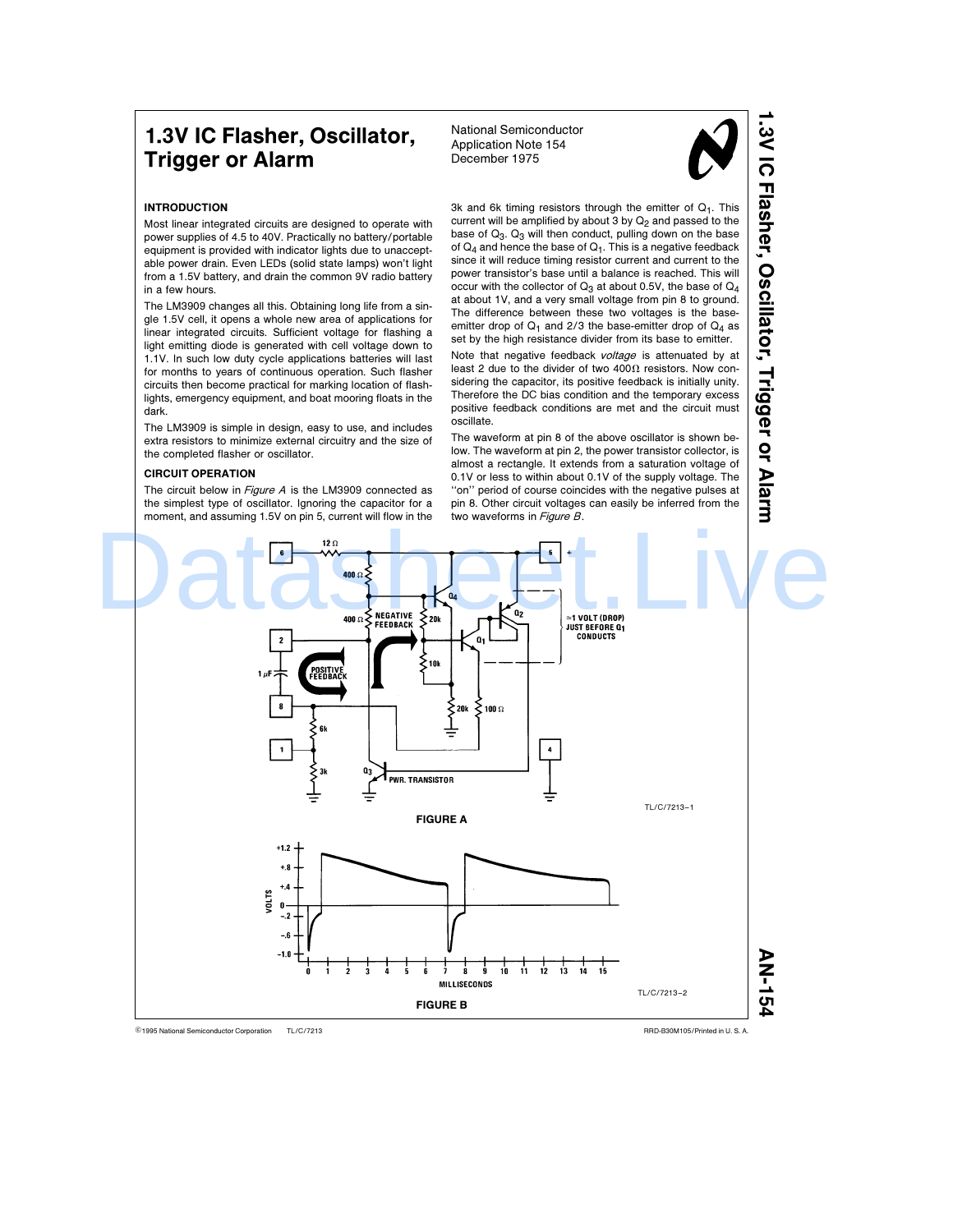# 1.3V IC Flasher, Oscillator, Trigger or Alarm

National Semiconductor
Application Note 154
December 1975

## INTRODUCTION

Most linear integrated circuits are designed to operate with power supplies of 4.5 to 40V. Practically no battery/portable equipment is provided with indicator lights due to unacceptable power drain. Even LEDs (solid state lamps) won't light from a 1.5V battery, and drain the common 9V radio battery in a few hours.

The LM3909 changes all this. Obtaining long life from a single 1.5V cell, it opens a whole new area of applications for linear integrated circuits. Sufficient voltage for flashing a light emitting diode is generated with cell voltage down to 1.1V. In such low duty cycle applications batteries will last for months to years of continuous operation. Such flasher circuits then become practical for marking location of flashlights, emergency equipment, and boat mooring floats in the dark.

The LM3909 is simple in design, easy to use, and includes extra resistors to minimize external circuitry and the size of the completed flasher or oscillator.

## CIRCUIT OPERATION

The circuit below in *Figure A* is the LM3909 connected as the simplest type of oscillator. Ignoring the capacitor for a moment, and assuming 1.5V on pin 5, current will flow in the 3k and 6k timing resistors through the emitter of $Q_1$. This current will be amplified by about 3 by $Q_2$ and passed to the base of $Q_3$. $Q_3$ will then conduct, pulling down on the base of $Q_4$ and hence the base of $Q_1$. This is a negative feedback since it will reduce timing resistor current and current to the power transistor's base until a balance is reached. This will occur with the collector of $Q_3$ at about 0.5V, the base of $Q_4$ at about 1V, and a very small voltage from pin 8 to ground. The difference between these two voltages is the base-emitter drop of $Q_1$ and 2/3 the base-emitter drop of $Q_4$ as set by the high resistance divider from its base to emitter.

Note that negative feedback *voltage* is attenuated by at least 2 due to the divider of two 400Ω resistors. Now considering the capacitor, its positive feedback is initially unity. Therefore the DC bias condition and the temporary excess positive feedback conditions are met and the circuit must oscillate.

The waveform at pin 8 of the above oscillator is shown below. The waveform at pin 2, the power transistor collector, is almost a rectangle. It extends from a saturation voltage of 0.1V or less to within about 0.1V of the supply voltage. The "on" period of course coincides with the negative pulses at pin 8. Other circuit voltages can easily be inferred from the two waveforms in *Figure B*.

TL/C/7213–1

**FIGURE A**

TL/C/7213–2

**FIGURE B**

©1995 National Semiconductor Corporation TL/C/7213 RRD-B30M105/Printed in U. S. A.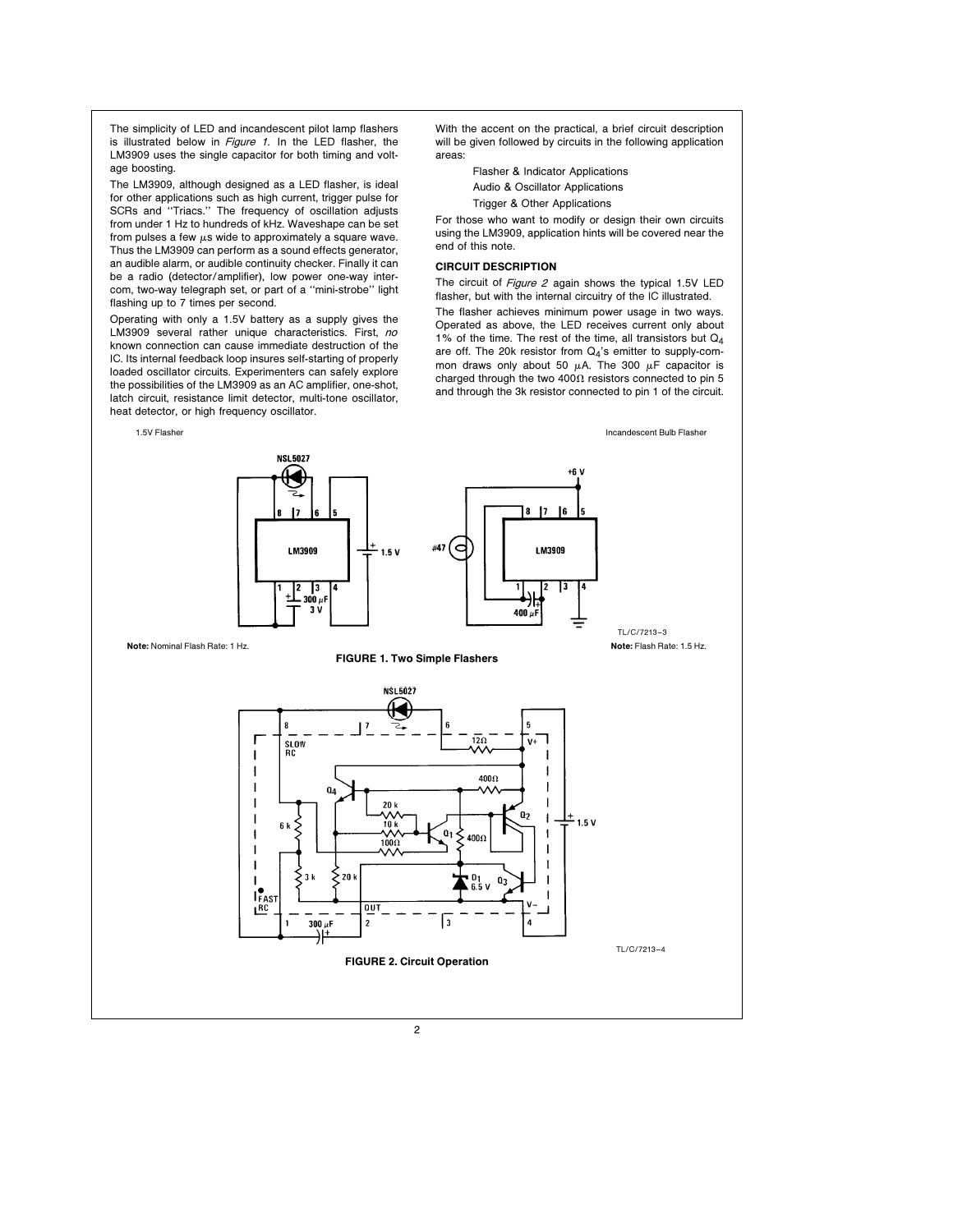The simplicity of LED and incandescent pilot lamp flashers is illustrated below in *Figure 1*. In the LED flasher, the LM3909 uses the single capacitor for both timing and voltage boosting.

The LM3909, although designed as a LED flasher, is ideal for other applications such as high current, trigger pulse for SCRs and ''Triacs.'' The frequency of oscillation adjusts from under 1 Hz to hundreds of kHz. Waveshape can be set from pulses a few μs wide to approximately a square wave. Thus the LM3909 can perform as a sound effects generator, an audible alarm, or audible continuity checker. Finally it can be a radio (detector/amplifier), low power one-way intercom, two-way telegraph set, or part of a ''mini-strobe'' light flashing up to 7 times per second.

Operating with only a 1.5V battery as a supply gives the LM3909 several rather unique characteristics. First, *no* known connection can cause immediate destruction of the IC. Its internal feedback loop insures self-starting of properly loaded oscillator circuits. Experimenters can safely explore the possibilities of the LM3909 as an AC amplifier, one-shot, latch circuit, resistance limit detector, multi-tone oscillator, heat detector, or high frequency oscillator.

With the accent on the practical, a brief circuit description will be given followed by circuits in the following application areas:

- Flasher & Indicator Applications
- Audio & Oscillator Applications
- Trigger & Other Applications

For those who want to modify or design their own circuits using the LM3909, application hints will be covered near the end of this note.

**CIRCUIT DESCRIPTION**

The circuit of *Figure 2* again shows the typical 1.5V LED flasher, but with the internal circuitry of the IC illustrated.

The flasher achieves minimum power usage in two ways. Operated as above, the LED receives current only about 1% of the time. The rest of the time, all transistors but $Q_4$ are off. The 20k resistor from $Q_4$'s emitter to supply-common draws only about 50 μA. The 300 μF capacitor is charged through the two 400Ω resistors connected to pin 5 and through the 3k resistor connected to pin 1 of the circuit.

1.5V Flasher

Incandescent Bulb Flasher

**Note:** Nominal Flash Rate: 1 Hz.

**Note:** Flash Rate: 1.5 Hz.

TL/C/7213–3

**FIGURE 1. Two Simple Flashers**

TL/C/7213–4

**FIGURE 2. Circuit Operation**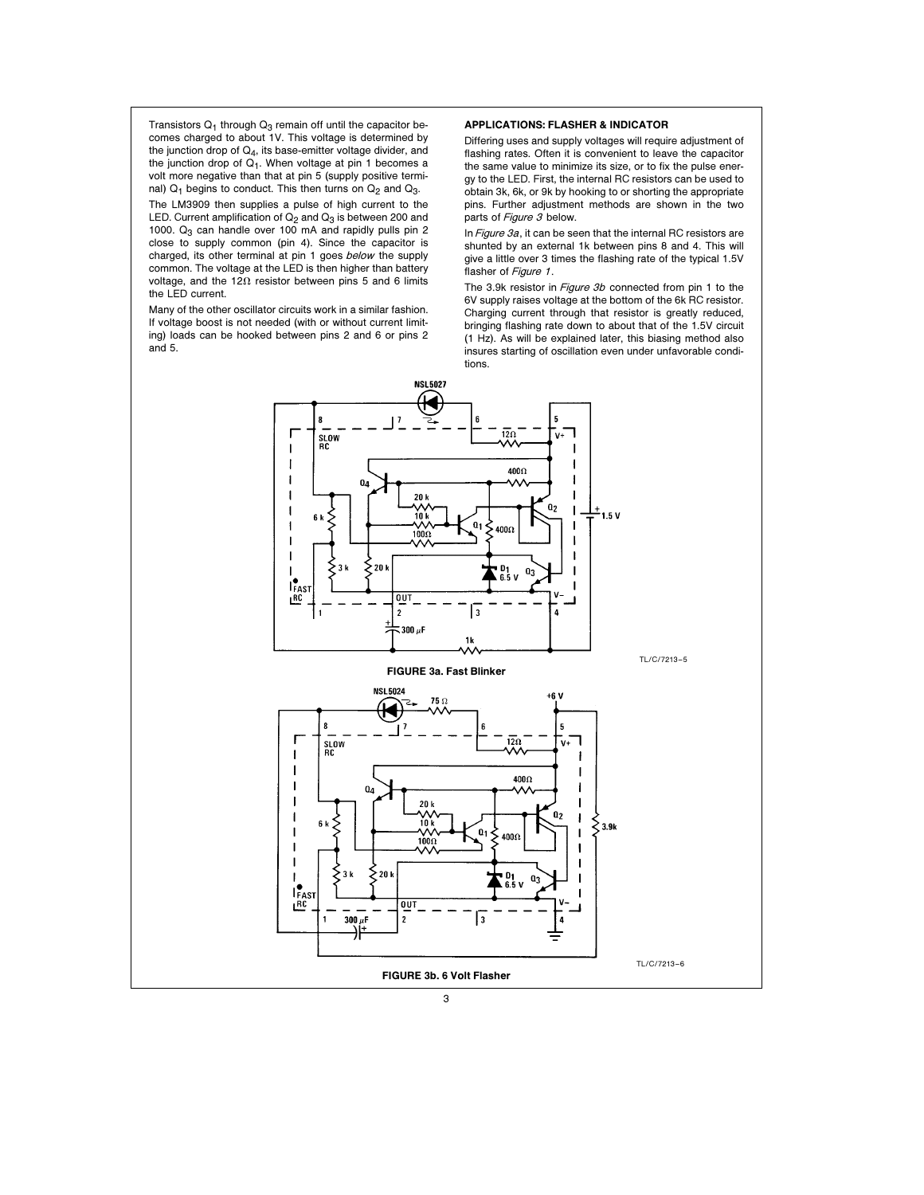Transistors $Q_1$ through $Q_3$ remain off until the capacitor becomes charged to about 1V. This voltage is determined by the junction drop of $Q_4$, its base-emitter voltage divider, and the junction drop of $Q_1$. When voltage at pin 1 becomes a volt more negative than that at pin 5 (supply positive terminal) $Q_1$ begins to conduct. This then turns on $Q_2$ and $Q_3$.

The LM3909 then supplies a pulse of high current to the LED. Current amplification of $Q_2$ and $Q_3$ is between 200 and 1000. $Q_3$ can handle over 100 mA and rapidly pulls pin 2 close to supply common (pin 4). Since the capacitor is charged, its other terminal at pin 1 goes *below* the supply common. The voltage at the LED is then higher than battery voltage, and the 12Ω resistor between pins 5 and 6 limits the LED current.

Many of the other oscillator circuits work in a similar fashion. If voltage boost is not needed (with or without current limiting) loads can be hooked between pins 2 and 6 or pins 2 and 5.

### APPLICATIONS: FLASHER & INDICATOR

Differing uses and supply voltages will require adjustment of flashing rates. Often it is convenient to leave the capacitor the same value to minimize its size, or to fix the pulse energy to the LED. First, the internal RC resistors can be used to obtain 3k, 6k, or 9k by hooking to or shorting the appropriate pins. Further adjustment methods are shown in the two parts of *Figure 3* below.

In *Figure 3a*, it can be seen that the internal RC resistors are shunted by an external 1k between pins 8 and 4. This will give a little over 3 times the flashing rate of the typical 1.5V flasher of *Figure 1*.

The 3.9k resistor in *Figure 3b* connected from pin 1 to the 6V supply raises voltage at the bottom of the 6k RC resistor. Charging current through that resistor is greatly reduced, bringing flashing rate down to about that of the 1.5V circuit (1 Hz). As will be explained later, this biasing method also insures starting of oscillation even under unfavorable conditions.

TL/C/7213–5

**FIGURE 3a. Fast Blinker**

TL/C/7213–6

**FIGURE 3b. 6 Volt Flasher**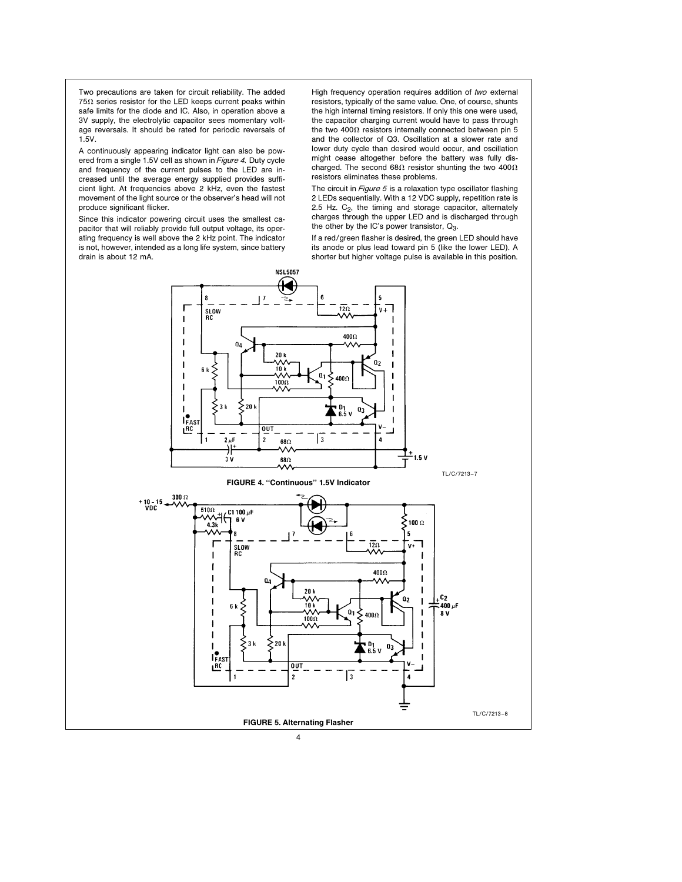Two precautions are taken for circuit reliability. The added 75Ω series resistor for the LED keeps current peaks within safe limits for the diode and IC. Also, in operation above a 3V supply, the electrolytic capacitor sees momentary voltage reversals. It should be rated for periodic reversals of 1.5V.

A continuously appearing indicator light can also be powered from a single 1.5V cell as shown in *Figure 4.* Duty cycle and frequency of the current pulses to the LED are increased until the average energy supplied provides sufficient light. At frequencies above 2 kHz, even the fastest movement of the light source or the observer's head will not produce significant flicker.

Since this indicator powering circuit uses the smallest capacitor that will reliably provide full output voltage, its operating frequency is well above the 2 kHz point. The indicator is not, however, intended as a long life system, since battery drain is about 12 mA.

High frequency operation requires addition of *two* external resistors, typically of the same value. One, of course, shunts the high internal timing resistors. If only this one were used, the capacitor charging current would have to pass through the two 400Ω resistors internally connected between pin 5 and the collector of Q3. Oscillation at a slower rate and lower duty cycle than desired would occur, and oscillation might cease altogether before the battery was fully discharged. The second 68Ω resistor shunting the two 400Ω resistors eliminates these problems.

The circuit in *Figure 5* is a relaxation type oscillator flashing 2 LEDs sequentially. With a 12 VDC supply, repetition rate is 2.5 Hz. $C_2$, the timing and storage capacitor, alternately charges through the upper LED and is discharged through the other by the IC's power transistor, $Q_3$.

If a red/green flasher is desired, the green LED should have its anode or plus lead toward pin 5 (like the lower LED). A shorter but higher voltage pulse is available in this position.

TL/C/7213–7

**FIGURE 4. "Continuous" 1.5V Indicator**

TL/C/7213–8

**FIGURE 5. Alternating Flasher**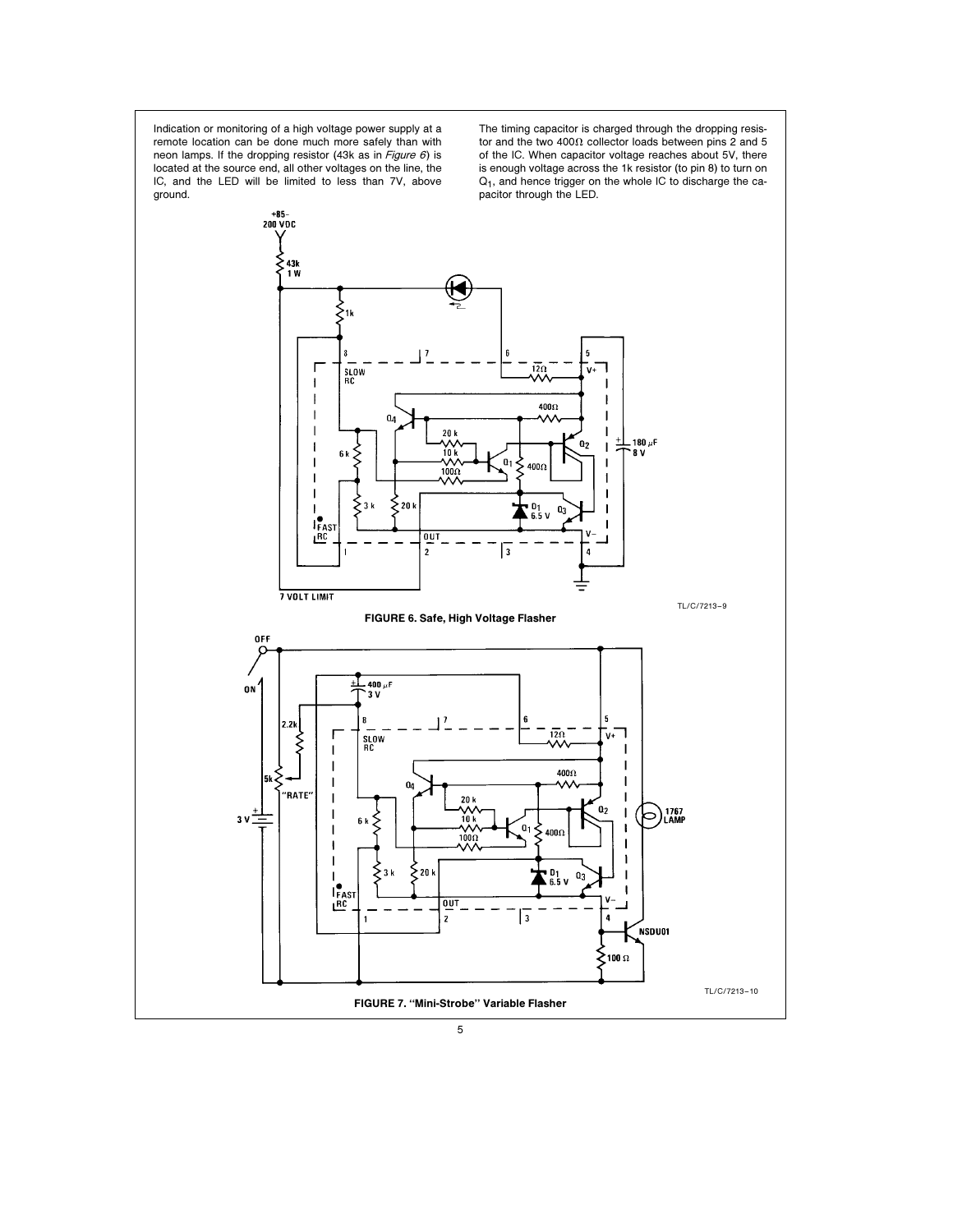Indication or monitoring of a high voltage power supply at a remote location can be done much more safely than with neon lamps. If the dropping resistor (43k as in *Figure 6*) is located at the source end, all other voltages on the line, the IC, and the LED will be limited to less than 7V, above ground.

The timing capacitor is charged through the dropping resistor and the two 400Ω collector loads between pins 2 and 5 of the IC. When capacitor voltage reaches about 5V, there is enough voltage across the 1k resistor (to pin 8) to turn on $Q_1$, and hence trigger on the whole IC to discharge the capacitor through the LED.

TL/C/7213–9

**FIGURE 6. Safe, High Voltage Flasher**

TL/C/7213–10

**FIGURE 7. "Mini-Strobe" Variable Flasher**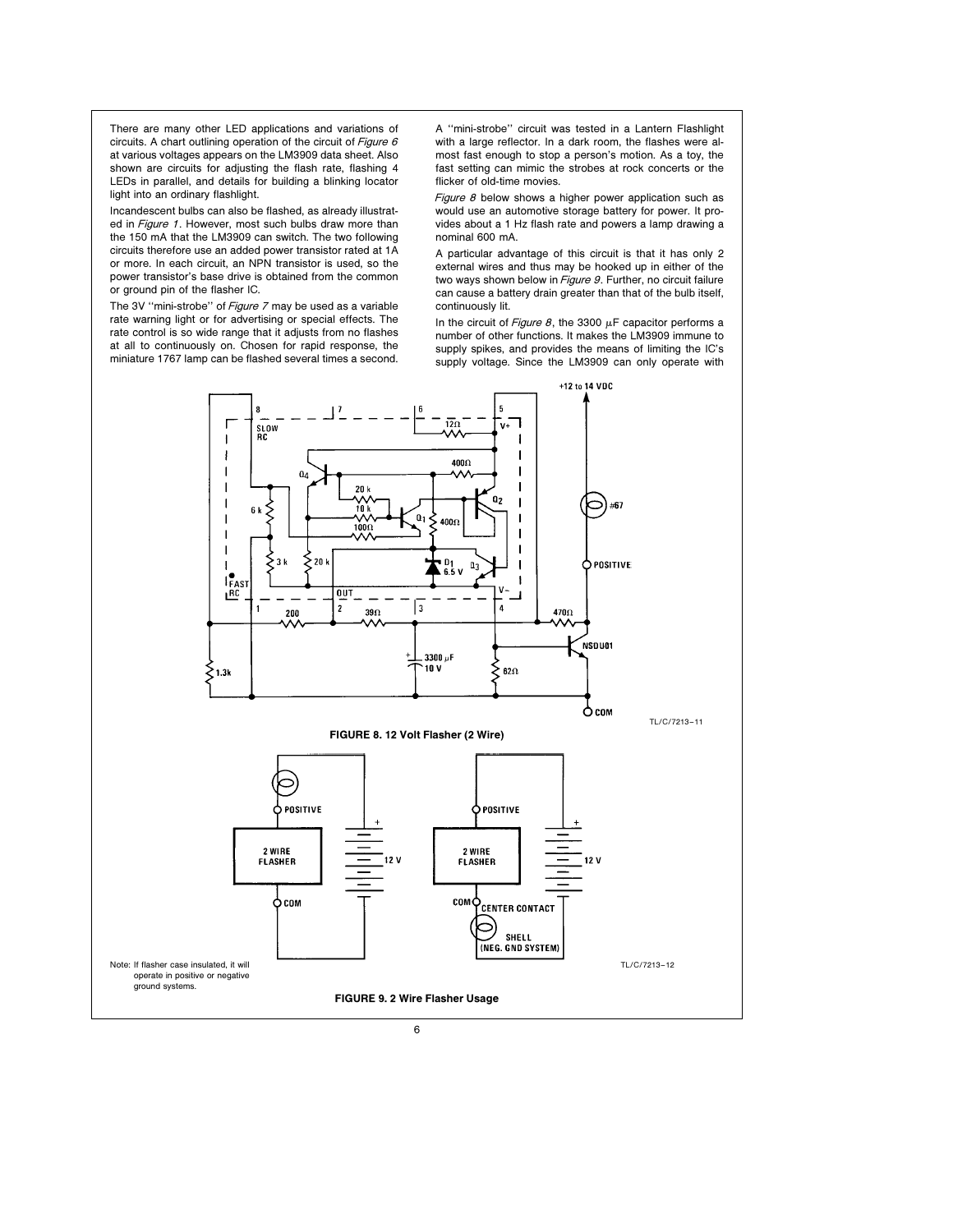There are many other LED applications and variations of circuits. A chart outlining operation of the circuit of *Figure 6* at various voltages appears on the LM3909 data sheet. Also shown are circuits for adjusting the flash rate, flashing 4 LEDs in parallel, and details for building a blinking locator light into an ordinary flashlight.

Incandescent bulbs can also be flashed, as already illustrated in *Figure 1*. However, most such bulbs draw more than the 150 mA that the LM3909 can switch. The two following circuits therefore use an added power transistor rated at 1A or more. In each circuit, an NPN transistor is used, so the power transistor's base drive is obtained from the common or ground pin of the flasher IC.

The 3V "mini-strobe" of *Figure 7* may be used as a variable rate warning light or for advertising or special effects. The rate control is so wide range that it adjusts from no flashes at all to continuously on. Chosen for rapid response, the miniature 1767 lamp can be flashed several times a second.

A "mini-strobe" circuit was tested in a Lantern Flashlight with a large reflector. In a dark room, the flashes were almost fast enough to stop a person's motion. As a toy, the fast setting can mimic the strobes at rock concerts or the flicker of old-time movies.

*Figure 8* below shows a higher power application such as would use an automotive storage battery for power. It provides about a 1 Hz flash rate and powers a lamp drawing a nominal 600 mA.

A particular advantage of this circuit is that it has only 2 external wires and thus may be hooked up in either of the two ways shown below in *Figure 9*. Further, no circuit failure can cause a battery drain greater than that of the bulb itself, continuously lit.

In the circuit of *Figure 8*, the 3300 $\mu$F capacitor performs a number of other functions. It makes the LM3909 immune to supply spikes, and provides the means of limiting the IC's supply voltage. Since the LM3909 can only operate with

TL/C/7213–11

**FIGURE 8. 12 Volt Flasher (2 Wire)**

Note: If flasher case insulated, it will operate in positive or negative ground systems.

TL/C/7213–12

**FIGURE 9. 2 Wire Flasher Usage**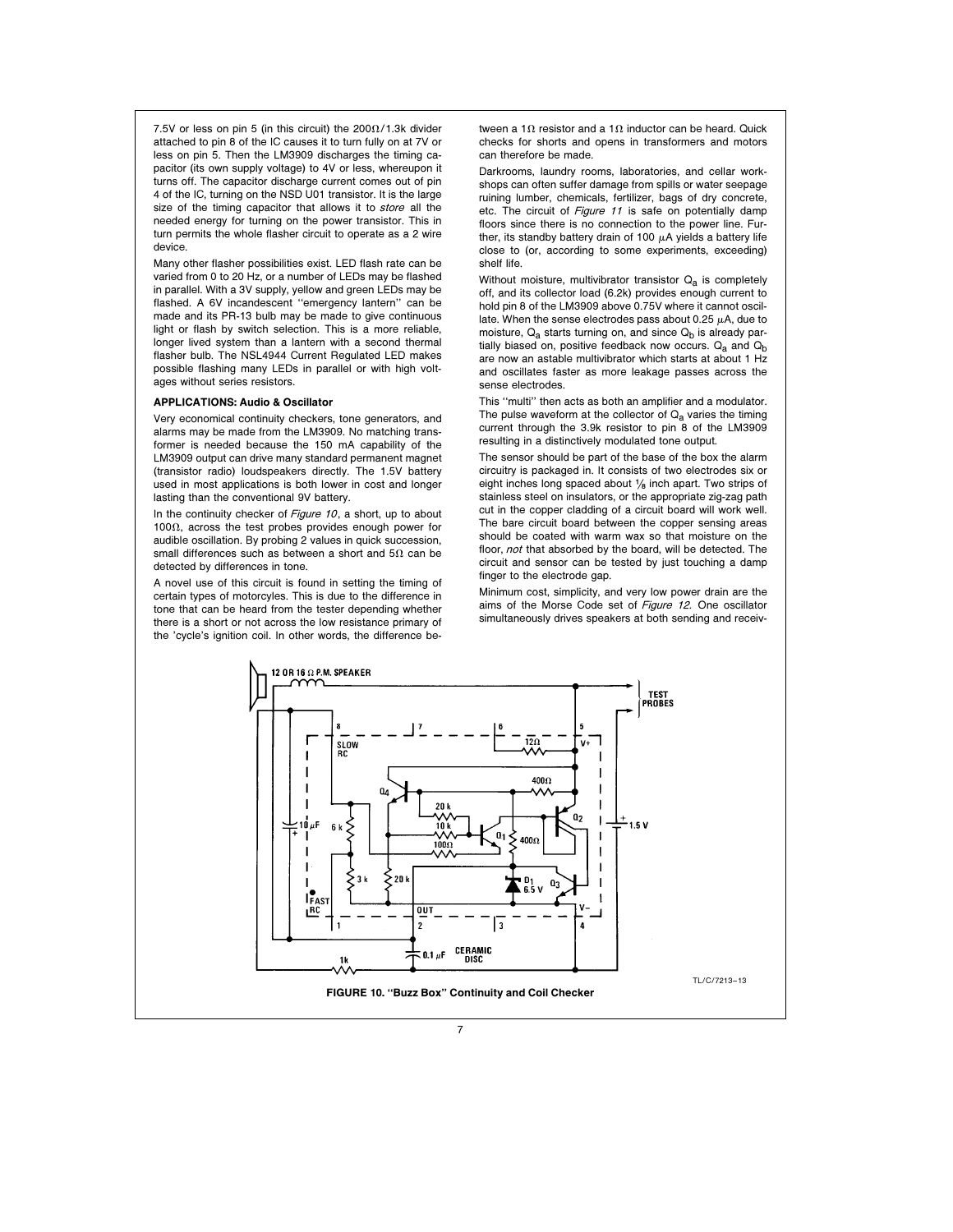7.5V or less on pin 5 (in this circuit) the 200Ω/1.3k divider attached to pin 8 of the IC causes it to turn fully on at 7V or less on pin 5. Then the LM3909 discharges the timing capacitor (its own supply voltage) to 4V or less, whereupon it turns off. The capacitor discharge current comes out of pin 4 of the IC, turning on the NSD U01 transistor. It is the large size of the timing capacitor that allows it to *store* all the needed energy for turning on the power transistor. This in turn permits the whole flasher circuit to operate as a 2 wire device.

Many other flasher possibilities exist. LED flash rate can be varied from 0 to 20 Hz, or a number of LEDs may be flashed in parallel. With a 3V supply, yellow and green LEDs may be flashed. A 6V incandescent "emergency lantern" can be made and its PR-13 bulb may be made to give continuous light or flash by switch selection. This is a more reliable, longer lived system than a lantern with a second thermal flasher bulb. The NSL4944 Current Regulated LED makes possible flashing many LEDs in parallel or with high voltages without series resistors.

**APPLICATIONS: Audio & Oscillator**

Very economical continuity checkers, tone generators, and alarms may be made from the LM3909. No matching transformer is needed because the 150 mA capability of the LM3909 output can drive many standard permanent magnet (transistor radio) loudspeakers directly. The 1.5V battery used in most applications is both lower in cost and longer lasting than the conventional 9V battery.

In the continuity checker of *Figure 10*, a short, up to about 100Ω, across the test probes provides enough power for audible oscillation. By probing 2 values in quick succession, small differences such as between a short and 5Ω can be detected by differences in tone.

A novel use of this circuit is found in setting the timing of certain types of motorcycles. This is due to the difference in tone that can be heard from the tester depending whether there is a short or not across the low resistance primary of the 'cycle's ignition coil. In other words, the difference between a 1Ω resistor and a 1Ω inductor can be heard. Quick checks for shorts and opens in transformers and motors can therefore be made.

Darkrooms, laundry rooms, laboratories, and cellar workshops can often suffer damage from spills or water seepage ruining lumber, chemicals, fertilizer, bags of dry concrete, etc. The circuit of *Figure 11* is safe on potentially damp floors since there is no connection to the power line. Further, its standby battery drain of 100 μA yields a battery life close to (or, according to some experiments, exceeding) shelf life.

Without moisture, multivibrator transistor $Q_a$ is completely off, and its collector load (6.2k) provides enough current to hold pin 8 of the LM3909 above 0.75V where it cannot oscillate. When the sense electrodes pass about 0.25 μA, due to moisture, $Q_a$ starts turning on, and since $Q_b$ is already partially biased on, positive feedback now occurs. $Q_a$ and $Q_b$ are now an astable multivibrator which starts at about 1 Hz and oscillates faster as more leakage passes across the sense electrodes.

This "multi" then acts as both an amplifier and a modulator. The pulse waveform at the collector of $Q_a$ varies the timing current through the 3.9k resistor to pin 8 of the LM3909 resulting in a distinctively modulated tone output.

The sensor should be part of the base of the box the alarm circuitry is packaged in. It consists of two electrodes six or eight inches long spaced about ⅛ inch apart. Two strips of stainless steel on insulators, or the appropriate zig-zag path cut in the copper cladding of a circuit board will work well. The bare circuit board between the copper sensing areas should be coated with warm wax so that moisture on the floor, *not* that absorbed by the board, will be detected. The circuit and sensor can be tested by just touching a damp finger to the electrode gap.

Minimum cost, simplicity, and very low power drain are the aims of the Morse Code set of *Figure 12*. One oscillator simultaneously drives speakers at both sending and receiv-

FIGURE 10. "Buzz Box" Continuity and Coil Checker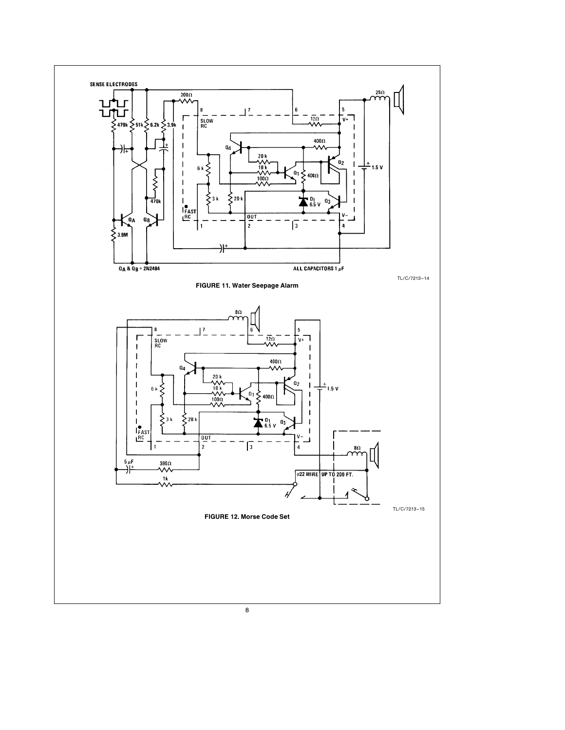FIGURE 11. Water Seepage Alarm

FIGURE 12. Morse Code Set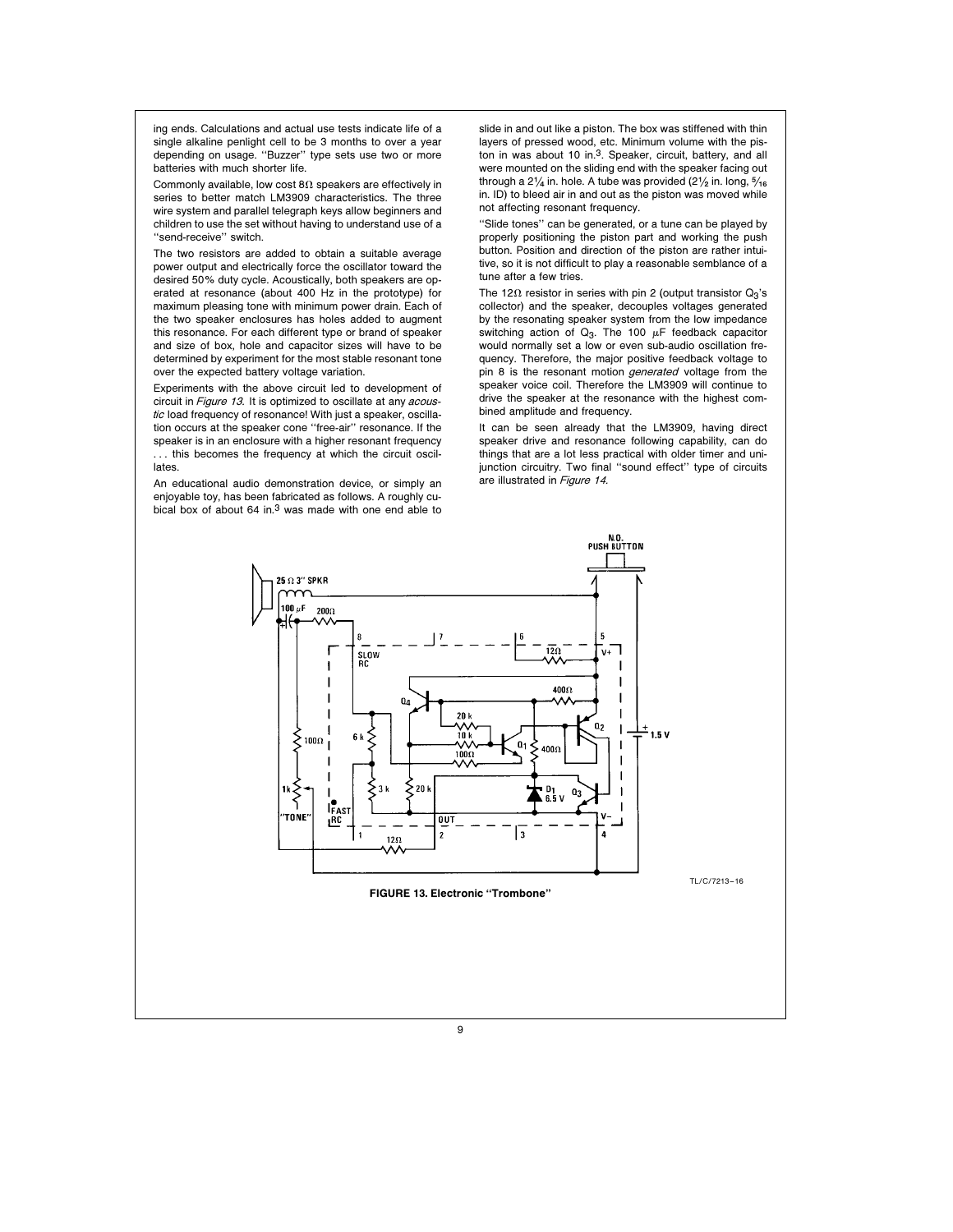ing ends. Calculations and actual use tests indicate life of a single alkaline penlight cell to be 3 months to over a year depending on usage. "Buzzer" type sets use two or more batteries with much shorter life.

Commonly available, low cost 8Ω speakers are effectively in series to better match LM3909 characteristics. The three wire system and parallel telegraph keys allow beginners and children to use the set without having to understand use of a "send-receive" switch.

The two resistors are added to obtain a suitable average power output and electrically force the oscillator toward the desired 50% duty cycle. Acoustically, both speakers are operated at resonance (about 400 Hz in the prototype) for maximum pleasing tone with minimum power drain. Each of the two speaker enclosures has holes added to augment this resonance. For each different type or brand of speaker and size of box, hole and capacitor sizes will have to be determined by experiment for the most stable resonant tone over the expected battery voltage variation.

Experiments with the above circuit led to development of circuit in *Figure 13.* It is optimized to oscillate at any *acoustic* load frequency of resonance! With just a speaker, oscillation occurs at the speaker cone "free-air" resonance. If the speaker is in an enclosure with a higher resonant frequency . . . this becomes the frequency at which the circuit oscillates.

An educational audio demonstration device, or simply an enjoyable toy, has been fabricated as follows. A roughly cubical box of about 64 in.[3] was made with one end able to slide in and out like a piston. The box was stiffened with thin layers of pressed wood, etc. Minimum volume with the piston in was about 10 in.[3]. Speaker, circuit, battery, and all were mounted on the sliding end with the speaker facing out through a 2¼ in. hole. A tube was provided (2½ in. long, 5⁄16 in. ID) to bleed air in and out as the piston was moved while not affecting resonant frequency.

"Slide tones" can be generated, or a tune can be played by properly positioning the piston part and working the push button. Position and direction of the piston are rather intuitive, so it is not difficult to play a reasonable semblance of a tune after a few tries.

The 12Ω resistor in series with pin 2 (output transistor $Q_3$'s collector) and the speaker, decouples voltages generated by the resonating speaker system from the low impedance switching action of $Q_3$. The 100 µF feedback capacitor would normally set a low or even sub-audio oscillation frequency. Therefore, the major positive feedback voltage to pin 8 is the resonant motion *generated* voltage from the speaker voice coil. Therefore the LM3909 will continue to drive the speaker at the resonance with the highest combined amplitude and frequency.

It can be seen already that the LM3909, having direct speaker drive and resonance following capability, can do things that are a lot less practical with older timer and unijunction circuitry. Two final "sound effect" type of circuits are illustrated in *Figure 14*.

TL/C/7213–16

**FIGURE 13. Electronic "Trombone"**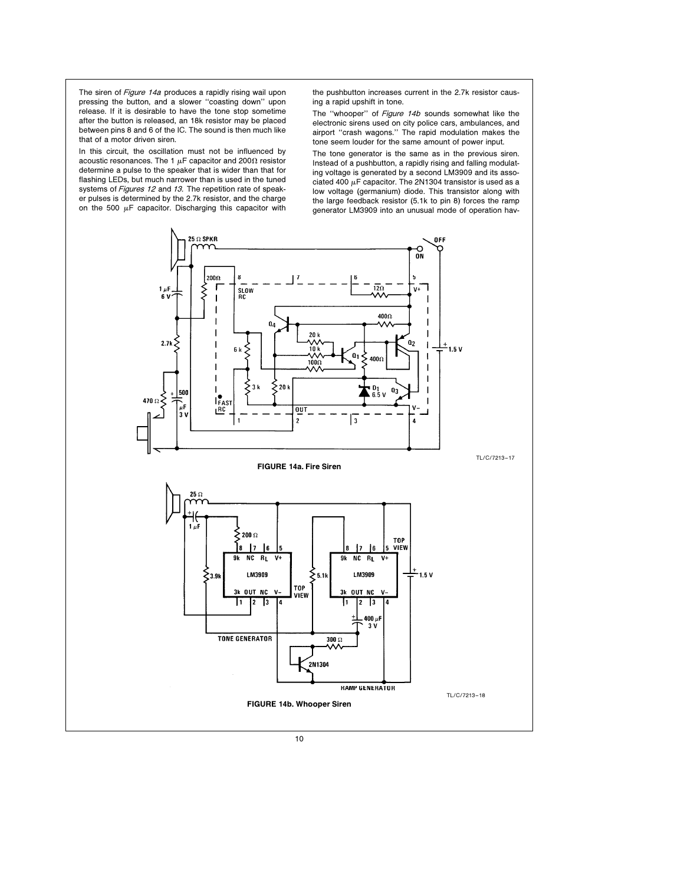The siren of *Figure 14a* produces a rapidly rising wail upon pressing the button, and a slower "coasting down" upon release. If it is desirable to have the tone stop sometime after the button is released, an 18k resistor may be placed between pins 8 and 6 of the IC. The sound is then much like that of a motor driven siren.

In this circuit, the oscillation must not be influenced by acoustic resonances. The 1 μF capacitor and 200Ω resistor determine a pulse to the speaker that is wider than that for flashing LEDs, but much narrower than is used in the tuned systems of *Figures 12* and *13*. The repetition rate of speaker pulses is determined by the 2.7k resistor, and the charge on the 500 μF capacitor. Discharging this capacitor with the pushbutton increases current in the 2.7k resistor causing a rapid upshift in tone.

The "whooper" of *Figure 14b* sounds somewhat like the electronic sirens used on city police cars, ambulances, and airport "crash wagons." The rapid modulation makes the tone seem louder for the same amount of power input.

The tone generator is the same as in the previous siren. Instead of a pushbutton, a rapidly rising and falling modulating voltage is generated by a second LM3909 and its associated 400 μF capacitor. The 2N1304 transistor is used as a low voltage (germanium) diode. This transistor along with the large feedback resistor (5.1k to pin 8) forces the ramp generator LM3909 into an unusual mode of operation hav-

TL/C/7213–17

**FIGURE 14a. Fire Siren**

TL/C/7213–18

**FIGURE 14b. Whooper Siren**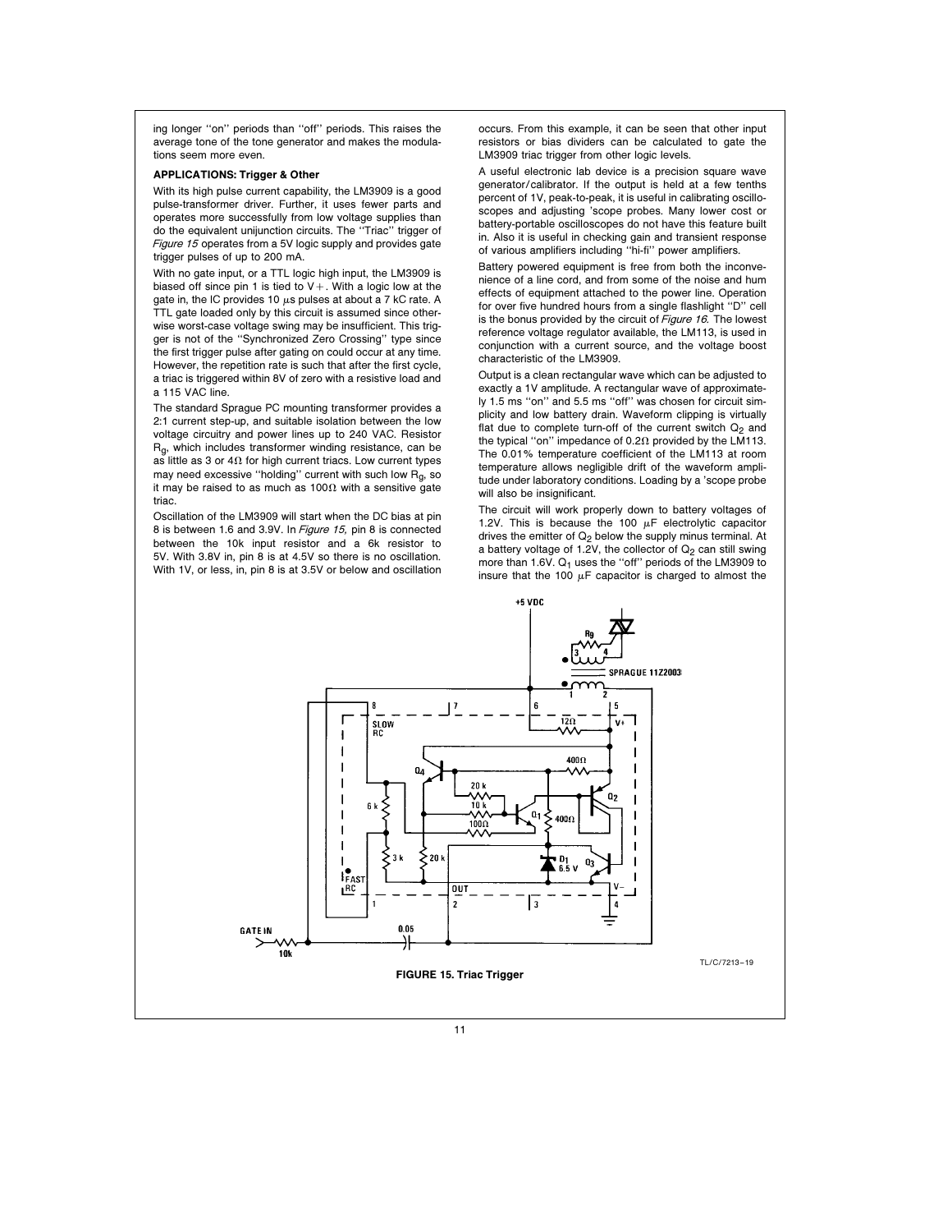ing longer "on" periods than "off" periods. This raises the average tone of the tone generator and makes the modulations seem more even.

**APPLICATIONS: Trigger & Other**

With its high pulse current capability, the LM3909 is a good pulse-transformer driver. Further, it uses fewer parts and operates more successfully from low voltage supplies than do the equivalent unijunction circuits. The "Triac" trigger of *Figure 15* operates from a 5V logic supply and provides gate trigger pulses of up to 200 mA.

With no gate input, or a TTL logic high input, the LM3909 is biased off since pin 1 is tied to V+. With a logic low at the gate in, the IC provides 10 μs pulses at about a 7 kC rate. A TTL gate loaded only by this circuit is assumed since otherwise worst-case voltage swing may be insufficient. This trigger is not of the "Synchronized Zero Crossing" type since the first trigger pulse after gating on could occur at any time. However, the repetition rate is such that after the first cycle, a triac is triggered within 8V of zero with a resistive load and a 115 VAC line.

The standard Sprague PC mounting transformer provides a 2:1 current step-up, and suitable isolation between the low voltage circuitry and power lines up to 240 VAC. Resistor $R_g$, which includes transformer winding resistance, can be as little as 3 or 4Ω for high current triacs. Low current types may need excessive "holding" current with such low $R_g$, so it may be raised to as much as 100Ω with a sensitive gate triac.

Oscillation of the LM3909 will start when the DC bias at pin 8 is between 1.6 and 3.9V. In *Figure 15,* pin 8 is connected between the 10k input resistor and a 6k resistor to 5V. With 3.8V in, pin 8 is at 4.5V so there is no oscillation. With 1V, or less, in, pin 8 is at 3.5V or below and oscillation occurs. From this example, it can be seen that other input resistors or bias dividers can be calculated to gate the LM3909 triac trigger from other logic levels.

A useful electronic lab device is a precision square wave generator/calibrator. If the output is held at a few tenths percent of 1V, peak-to-peak, it is useful in calibrating oscilloscopes and adjusting 'scope probes. Many lower cost or battery-portable oscilloscopes do not have this feature built in. Also it is useful in checking gain and transient response of various amplifiers including "hi-fi" power amplifiers.

Battery powered equipment is free from both the inconvenience of a line cord, and from some of the noise and hum effects of equipment attached to the power line. Operation for over five hundred hours from a single flashlight "D" cell is the bonus provided by the circuit of *Figure 16.* The lowest reference voltage regulator available, the LM113, is used in conjunction with a current source, and the voltage boost characteristic of the LM3909.

Output is a clean rectangular wave which can be adjusted to exactly a 1V amplitude. A rectangular wave of approximately 1.5 ms "on" and 5.5 ms "off" was chosen for circuit simplicity and low battery drain. Waveform clipping is virtually flat due to complete turn-off of the current switch $Q_2$ and the typical "on" impedance of 0.2Ω provided by the LM113. The 0.01% temperature coefficient of the LM113 at room temperature allows negligible drift of the waveform amplitude under laboratory conditions. Loading by a 'scope probe will also be insignificant.

The circuit will work properly down to battery voltages of 1.2V. This is because the 100 μF electrolytic capacitor drives the emitter of $Q_2$ below the supply minus terminal. At a battery voltage of 1.2V, the collector of $Q_2$ can still swing more than 1.6V. $Q_1$ uses the "off" periods of the LM3909 to insure that the 100 μF capacitor is charged to almost the

TL/C/7213–19

**FIGURE 15. Triac Trigger**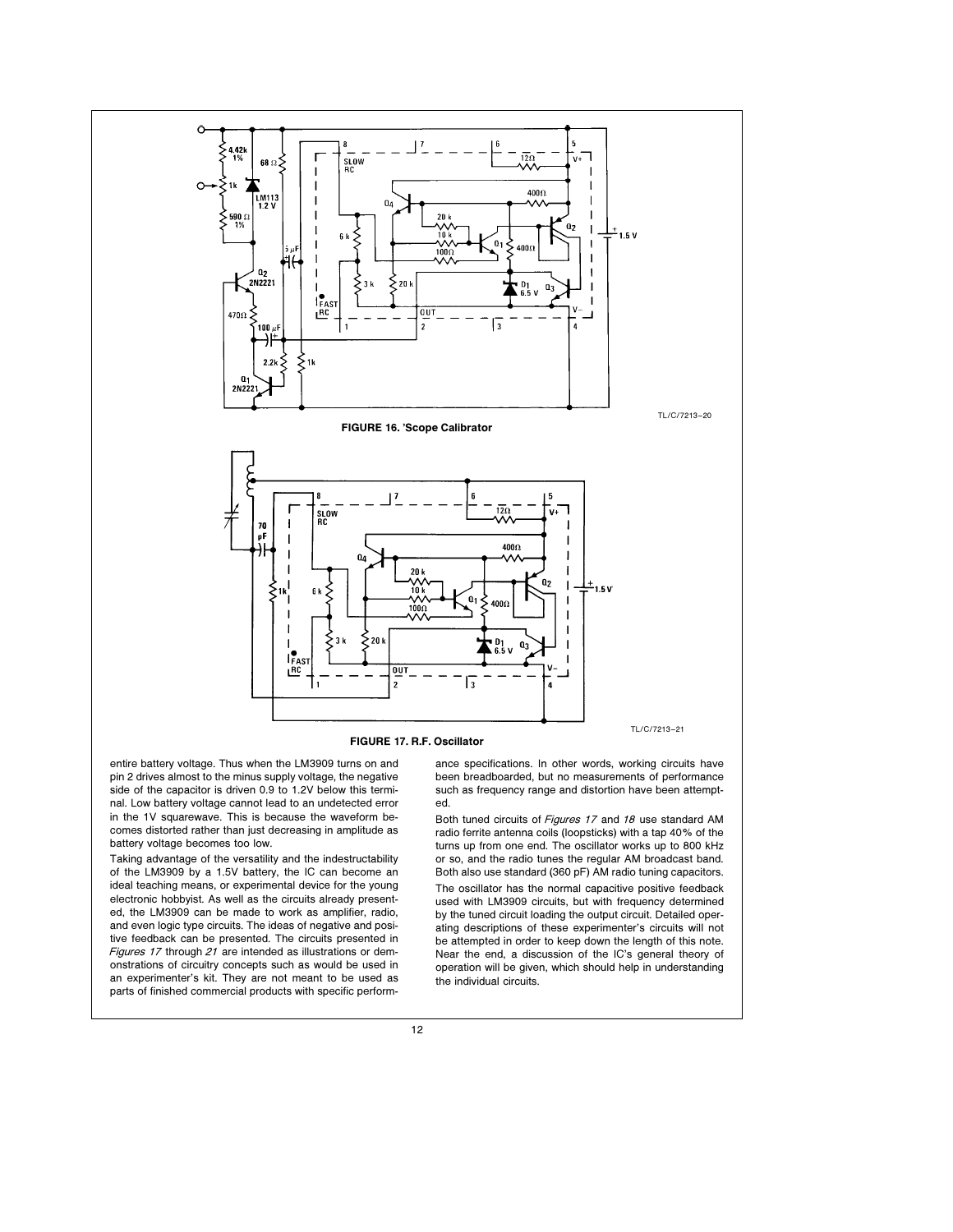FIGURE 16. 'Scope Calibrator

FIGURE 17. R.F. Oscillator

entire battery voltage. Thus when the LM3909 turns on and pin 2 drives almost to the minus supply voltage, the negative side of the capacitor is driven 0.9 to 1.2V below this terminal. Low battery voltage cannot lead to an undetected error in the 1V squarewave. This is because the waveform becomes distorted rather than just decreasing in amplitude as battery voltage becomes too low.

Taking advantage of the versatility and the indestructability of the LM3909 by a 1.5V battery, the IC can become an ideal teaching means, or experimental device for the young electronic hobbyist. As well as the circuits already presented, the LM3909 can be made to work as amplifier, radio, and even logic type circuits. The ideas of negative and positive feedback can be presented. The circuits presented in *Figures 17* through *21* are intended as illustrations or demonstrations of circuitry concepts such as would be used in an experimenter's kit. They are not meant to be used as parts of finished commercial products with specific performance specifications. In other words, working circuits have been breadboarded, but no measurements of performance such as frequency range and distortion have been attempted.

Both tuned circuits of *Figures 17* and *18* use standard AM radio ferrite antenna coils (loopsticks) with a tap 40% of the turns up from one end. The oscillator works up to 800 kHz or so, and the radio tunes the regular AM broadcast band. Both also use standard (360 pF) AM radio tuning capacitors.

The oscillator has the normal capacitive positive feedback used with LM3909 circuits, but with frequency determined by the tuned circuit loading the output circuit. Detailed operating descriptions of these experimenter's circuits will not be attempted in order to keep down the length of this note. Near the end, a discussion of the IC's general theory of operation will be given, which should help in understanding the individual circuits.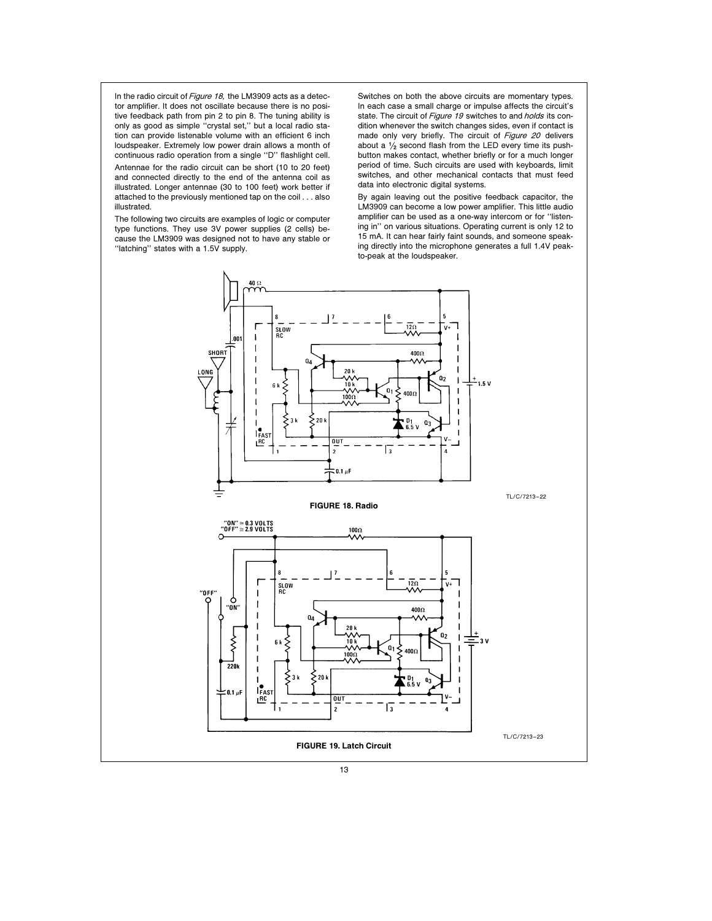In the radio circuit of *Figure 18,* the LM3909 acts as a detector amplifier. It does not oscillate because there is no positive feedback path from pin 2 to pin 8. The tuning ability is only as good as simple "crystal set," but a local radio station can provide listenable volume with an efficient 6 inch loudspeaker. Extremely low power drain allows a month of continuous radio operation from a single "D" flashlight cell.

Antennae for the radio circuit can be short (10 to 20 feet) and connected directly to the end of the antenna coil as illustrated. Longer antennae (30 to 100 feet) work better if attached to the previously mentioned tap on the coil . . . also illustrated.

The following two circuits are examples of logic or computer type functions. They use 3V power supplies (2 cells) because the LM3909 was designed not to have any stable or "latching" states with a 1.5V supply.

Switches on both the above circuits are momentary types. In each case a small charge or impulse affects the circuit's state. The circuit of *Figure 19* switches to and *holds* its condition whenever the switch changes sides, even if contact is made only very briefly. The circuit of *Figure 20* delivers about a ½ second flash from the LED every time its pushbutton makes contact, whether briefly or for a much longer period of time. Such circuits are used with keyboards, limit switches, and other mechanical contacts that must feed data into electronic digital systems.

By again leaving out the positive feedback capacitor, the LM3909 can become a low power amplifier. This little audio amplifier can be used as a one-way intercom or for "listening in" on various situations. Operating current is only 12 to 15 mA. It can hear fairly faint sounds, and someone speaking directly into the microphone generates a full 1.4V peak-to-peak at the loudspeaker.

TL/C/7213–22

**FIGURE 18. Radio**

TL/C/7213–23

**FIGURE 19. Latch Circuit**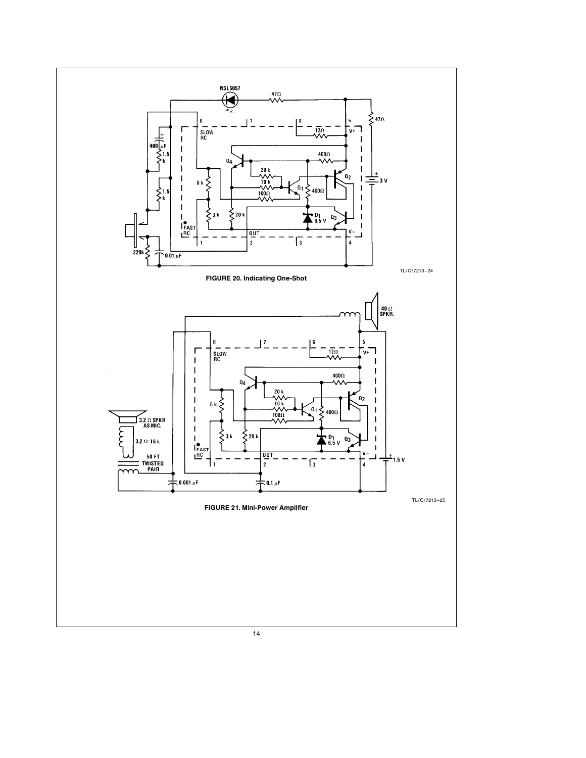FIGURE 20. Indicating One-Shot

TL/C/7213–24

FIGURE 21. Mini-Power Amplifier

TL/C/7213–25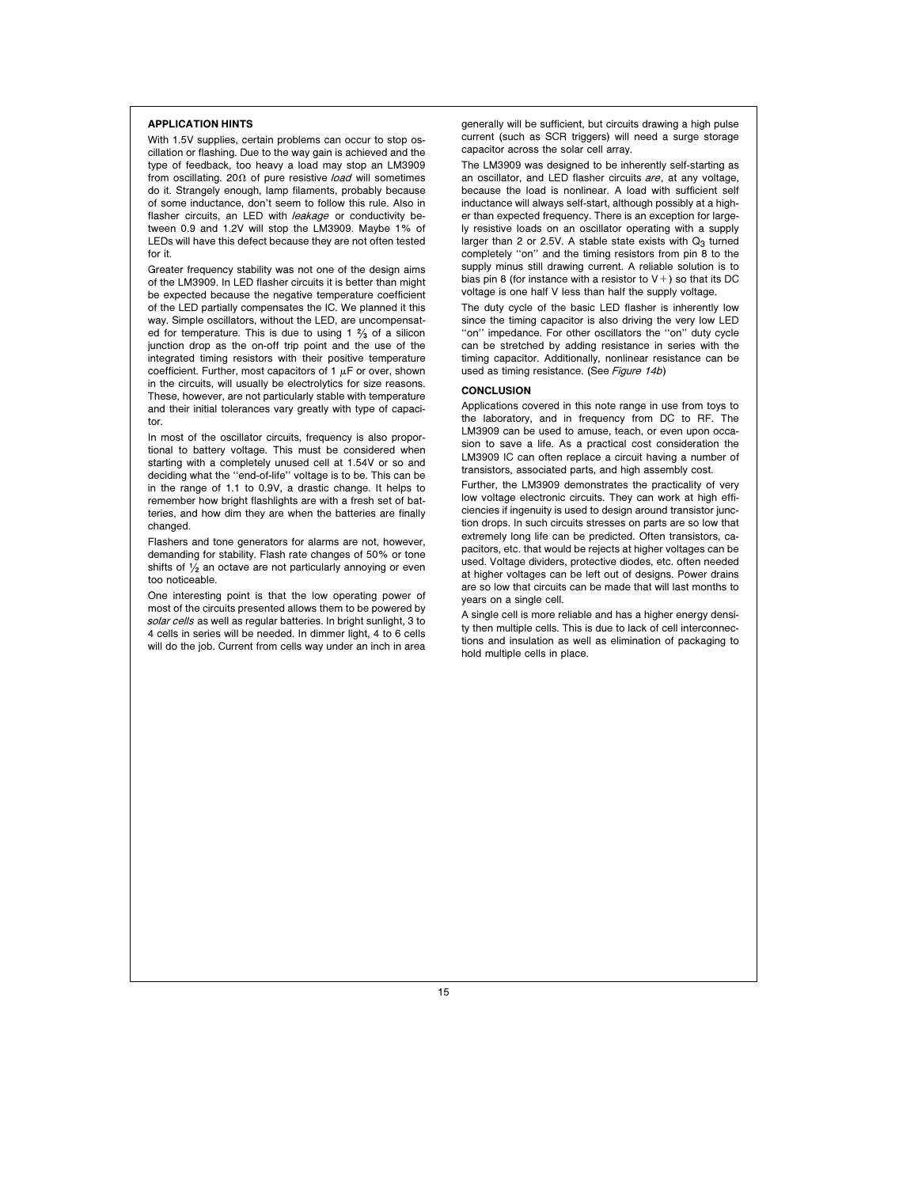## APPLICATION HINTS

With 1.5V supplies, certain problems can occur to stop oscillation or flashing. Due to the way gain is achieved and the type of feedback, too heavy a load may stop an LM3909 from oscillating. 20Ω of pure resistive *load* will sometimes do it. Strangely enough, lamp filaments, probably because of some inductance, don't seem to follow this rule. Also in flasher circuits, an LED with *leakage* or conductivity between 0.9 and 1.2V will stop the LM3909. Maybe 1% of LEDs will have this defect because they are not often tested for it.

Greater frequency stability was not one of the design aims of the LM3909. In LED flasher circuits it is better than might be expected because the negative temperature coefficient of the LED partially compensates the IC. We planned it this way. Simple oscillators, without the LED, are uncompensated for temperature. This is due to using 1 ⅔ of a silicon junction drop as the on-off trip point and the use of the integrated timing resistors with their positive temperature coefficient. Further, most capacitors of 1 μF or over, shown in the circuits, will usually be electrolytics for size reasons. These, however, are not particularly stable with temperature and their initial tolerances vary greatly with type of capacitor.

In most of the oscillator circuits, frequency is also proportional to battery voltage. This must be considered when starting with a completely unused cell at 1.54V or so and deciding what the ''end-of-life'' voltage is to be. This can be in the range of 1.1 to 0.9V, a drastic change. It helps to remember how bright flashlights are with a fresh set of batteries, and how dim they are when the batteries are finally changed.

Flashers and tone generators for alarms are not, however, demanding for stability. Flash rate changes of 50% or tone shifts of ½ an octave are not particularly annoying or even too noticeable.

One interesting point is that the low operating power of most of the circuits presented allows them to be powered by *solar cells* as well as regular batteries. In bright sunlight, 3 to 4 cells in series will be needed. In dimmer light, 4 to 6 cells will do the job. Current from cells way under an inch in area generally will be sufficient, but circuits drawing a high pulse current (such as SCR triggers) will need a surge storage capacitor across the solar cell array.

The LM3909 was designed to be inherently self-starting as an oscillator, and LED flasher circuits *are*, at any voltage, because the load is nonlinear. A load with sufficient self inductance will always self-start, although possibly at a higher than expected frequency. There is an exception for largely resistive loads on an oscillator operating with a supply larger than 2 or 2.5V. A stable state exists with $Q_3$ turned completely ''on'' and the timing resistors from pin 8 to the supply minus still drawing current. A reliable solution is to bias pin 8 (for instance with a resistor to V+) so that its DC voltage is one half V less than half the supply voltage.

The duty cycle of the basic LED flasher is inherently low since the timing capacitor is also driving the very low LED ''on'' impedance. For other oscillators the ''on'' duty cycle can be stretched by adding resistance in series with the timing capacitor. Additionally, nonlinear resistance can be used as timing resistance. (See *Figure 14b*)

## CONCLUSION

Applications covered in this note range in use from toys to the laboratory, and in frequency from DC to RF. The LM3909 can be used to amuse, teach, or even upon occasion to save a life. As a practical cost consideration the LM3909 IC can often replace a circuit having a number of transistors, associated parts, and high assembly cost.

Further, the LM3909 demonstrates the practicality of very low voltage electronic circuits. They can work at high efficiencies if ingenuity is used to design around transistor junction drops. In such circuits stresses on parts are so low that extremely long life can be predicted. Often transistors, capacitors, etc. that would be rejects at higher voltages can be used. Voltage dividers, protective diodes, etc. often needed at higher voltages can be left out of designs. Power drains are so low that circuits can be made that will last months to years on a single cell.

A single cell is more reliable and has a higher energy density then multiple cells. This is due to lack of cell interconnections and insulation as well as elimination of packaging to hold multiple cells in place.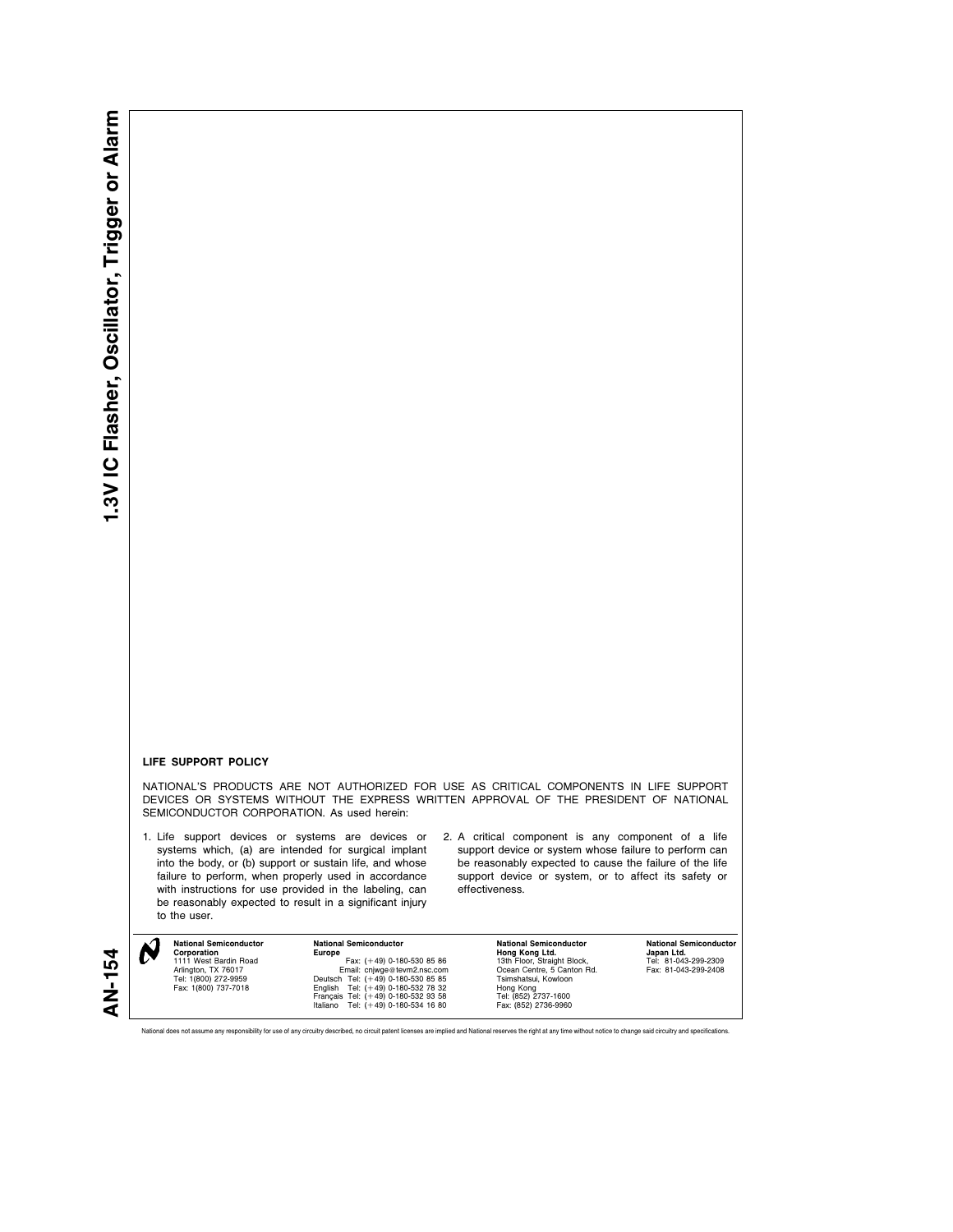**LIFE SUPPORT POLICY**

NATIONAL'S PRODUCTS ARE NOT AUTHORIZED FOR USE AS CRITICAL COMPONENTS IN LIFE SUPPORT DEVICES OR SYSTEMS WITHOUT THE EXPRESS WRITTEN APPROVAL OF THE PRESIDENT OF NATIONAL SEMICONDUCTOR CORPORATION. As used herein:

1. Life support devices or systems are devices or systems which, (a) are intended for surgical implant into the body, or (b) support or sustain life, and whose failure to perform, when properly used in accordance with instructions for use provided in the labeling, can be reasonably expected to result in a significant injury to the user.
2. A critical component is any component of a life support device or system whose failure to perform can be reasonably expected to cause the failure of the life support device or system, or to affect its safety or effectiveness.

**National Semiconductor Corporation**
1111 West Bardin Road
Arlington, TX 76017
Tel: 1(800) 272-9959
Fax: 1(800) 737-7018

**National Semiconductor Europe**
Fax: (+49) 0-180-530 85 86
Email: cnjwge@tevm2.nsc.com
Deutsch Tel: (+49) 0-180-530 85 85
English Tel: (+49) 0-180-532 78 32
Français Tel: (+49) 0-180-532 93 58
Italiano Tel: (+49) 0-180-534 16 80

**National Semiconductor Hong Kong Ltd.**
13th Floor, Straight Block,
Ocean Centre, 5 Canton Rd.
Tsimshatsui, Kowloon
Hong Kong
Tel: (852) 2737-1600
Fax: (852) 2736-9960

**National Semiconductor Japan Ltd.**
Tel: 81-043-299-2309
Fax: 81-043-299-2408

National does not assume any responsibility for use of any circuitry described, no circuit patent licenses are implied and National reserves the right at any time without notice to change said circuitry and specifications.